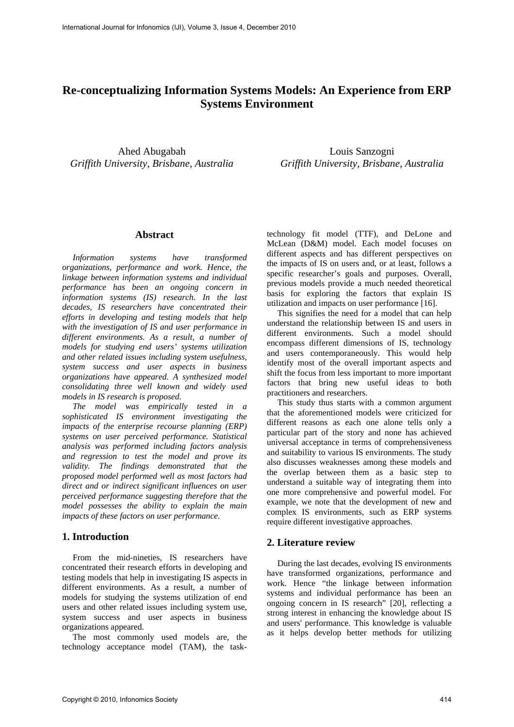# Re-conceptualizing Information Systems Models: An Experience from ERP Systems Environment

Ahed Abugabah
*Griffith University, Brisbane, Australia*

Louis Sanzogni
*Griffith University, Brisbane, Australia*

## Abstract

*Information systems have transformed organizations, performance and work. Hence, the linkage between information systems and individual performance has been an ongoing concern in information systems (IS) research. In the last decades, IS researchers have concentrated their efforts in developing and testing models that help with the investigation of IS and user performance in different environments. As a result, a number of models for studying end users' systems utilization and other related issues including system usefulness, system success and user aspects in business organizations have appeared. A synthesized model consolidating three well known and widely used models in IS research is proposed.*

*The model was empirically tested in a sophisticated IS environment investigating the impacts of the enterprise recourse planning (ERP) systems on user perceived performance. Statistical analysis was performed including factors analysis and regression to test the model and prove its validity. The findings demonstrated that the proposed model performed well as most factors had direct and or indirect significant influences on user perceived performance suggesting therefore that the model possesses the ability to explain the main impacts of these factors on user performance.*

## 1. Introduction

From the mid-nineties, IS researchers have concentrated their research efforts in developing and testing models that help in investigating IS aspects in different environments. As a result, a number of models for studying the systems utilization of end users and other related issues including system use, system success and user aspects in business organizations appeared.

The most commonly used models are, the technology acceptance model (TAM), the task-technology fit model (TTF), and DeLone and McLean (D&M) model. Each model focuses on different aspects and has different perspectives on the impacts of IS on users and, or at least, follows a specific researcher's goals and purposes. Overall, previous models provide a much needed theoretical basis for exploring the factors that explain IS utilization and impacts on user performance [16].

This signifies the need for a model that can help understand the relationship between IS and users in different environments. Such a model should encompass different dimensions of IS, technology and users contemporaneously. This would help identify most of the overall important aspects and shift the focus from less important to more important factors that bring new useful ideas to both practitioners and researchers.

This study thus starts with a common argument that the aforementioned models were criticized for different reasons as each one alone tells only a particular part of the story and none has achieved universal acceptance in terms of comprehensiveness and suitability to various IS environments. The study also discusses weaknesses among these models and the overlap between them as a basic step to understand a suitable way of integrating them into one more comprehensive and powerful model. For example, we note that the development of new and complex IS environments, such as ERP systems require different investigative approaches.

## 2. Literature review

During the last decades, evolving IS environments have transformed organizations, performance and work. Hence "the linkage between information systems and individual performance has been an ongoing concern in IS research" [20], reflecting a strong interest in enhancing the knowledge about IS and users' performance. This knowledge is valuable as it helps develop better methods for utilizing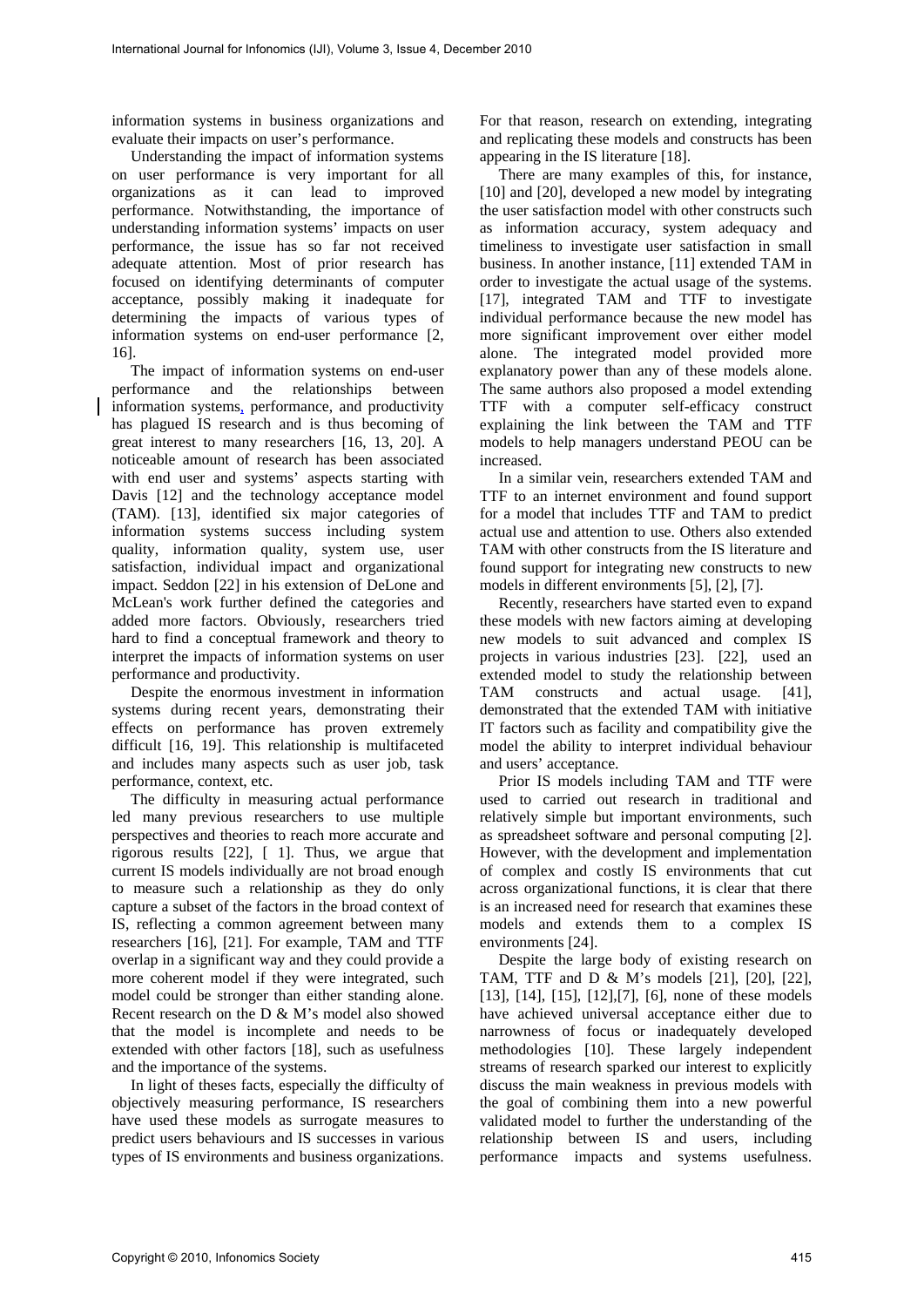information systems in business organizations and evaluate their impacts on user's performance.

Understanding the impact of information systems on user performance is very important for all organizations as it can lead to improved performance. Notwithstanding, the importance of understanding information systems' impacts on user performance, the issue has so far not received adequate attention. Most of prior research has focused on identifying determinants of computer acceptance, possibly making it inadequate for determining the impacts of various types of information systems on end-user performance [2, 16].

The impact of information systems on end-user performance and the relationships between information systems, performance, and productivity has plagued IS research and is thus becoming of great interest to many researchers [16, 13, 20]. A noticeable amount of research has been associated with end user and systems' aspects starting with Davis [12] and the technology acceptance model (TAM). [13], identified six major categories of information systems success including system quality, information quality, system use, user satisfaction, individual impact and organizational impact. Seddon [22] in his extension of DeLone and McLean's work further defined the categories and added more factors. Obviously, researchers tried hard to find a conceptual framework and theory to interpret the impacts of information systems on user performance and productivity.

Despite the enormous investment in information systems during recent years, demonstrating their effects on performance has proven extremely difficult [16, 19]. This relationship is multifaceted and includes many aspects such as user job, task performance, context, etc.

The difficulty in measuring actual performance led many previous researchers to use multiple perspectives and theories to reach more accurate and rigorous results [22], [ 1]. Thus, we argue that current IS models individually are not broad enough to measure such a relationship as they do only capture a subset of the factors in the broad context of IS, reflecting a common agreement between many researchers [16], [21]. For example, TAM and TTF overlap in a significant way and they could provide a more coherent model if they were integrated, such model could be stronger than either standing alone. Recent research on the D & M's model also showed that the model is incomplete and needs to be extended with other factors [18], such as usefulness and the importance of the systems.

In light of theses facts, especially the difficulty of objectively measuring performance, IS researchers have used these models as surrogate measures to predict users behaviours and IS successes in various types of IS environments and business organizations. For that reason, research on extending, integrating and replicating these models and constructs has been appearing in the IS literature [18].

There are many examples of this, for instance, [10] and [20], developed a new model by integrating the user satisfaction model with other constructs such as information accuracy, system adequacy and timeliness to investigate user satisfaction in small business. In another instance, [11] extended TAM in order to investigate the actual usage of the systems. [17], integrated TAM and TTF to investigate individual performance because the new model has more significant improvement over either model alone. The integrated model provided more explanatory power than any of these models alone. The same authors also proposed a model extending TTF with a computer self-efficacy construct explaining the link between the TAM and TTF models to help managers understand PEOU can be increased.

In a similar vein, researchers extended TAM and TTF to an internet environment and found support for a model that includes TTF and TAM to predict actual use and attention to use. Others also extended TAM with other constructs from the IS literature and found support for integrating new constructs to new models in different environments [5], [2], [7].

Recently, researchers have started even to expand these models with new factors aiming at developing new models to suit advanced and complex IS projects in various industries [23]. [22], used an extended model to study the relationship between TAM constructs and actual usage. [41], demonstrated that the extended TAM with initiative IT factors such as facility and compatibility give the model the ability to interpret individual behaviour and users' acceptance.

Prior IS models including TAM and TTF were used to carried out research in traditional and relatively simple but important environments, such as spreadsheet software and personal computing [2]. However, with the development and implementation of complex and costly IS environments that cut across organizational functions, it is clear that there is an increased need for research that examines these models and extends them to a complex IS environments [24].

Despite the large body of existing research on TAM, TTF and D & M's models [21], [20], [22], [13], [14], [15], [12],[7], [6], none of these models have achieved universal acceptance either due to narrowness of focus or inadequately developed methodologies [10]. These largely independent streams of research sparked our interest to explicitly discuss the main weakness in previous models with the goal of combining them into a new powerful validated model to further the understanding of the relationship between IS and users, including performance impacts and systems usefulness.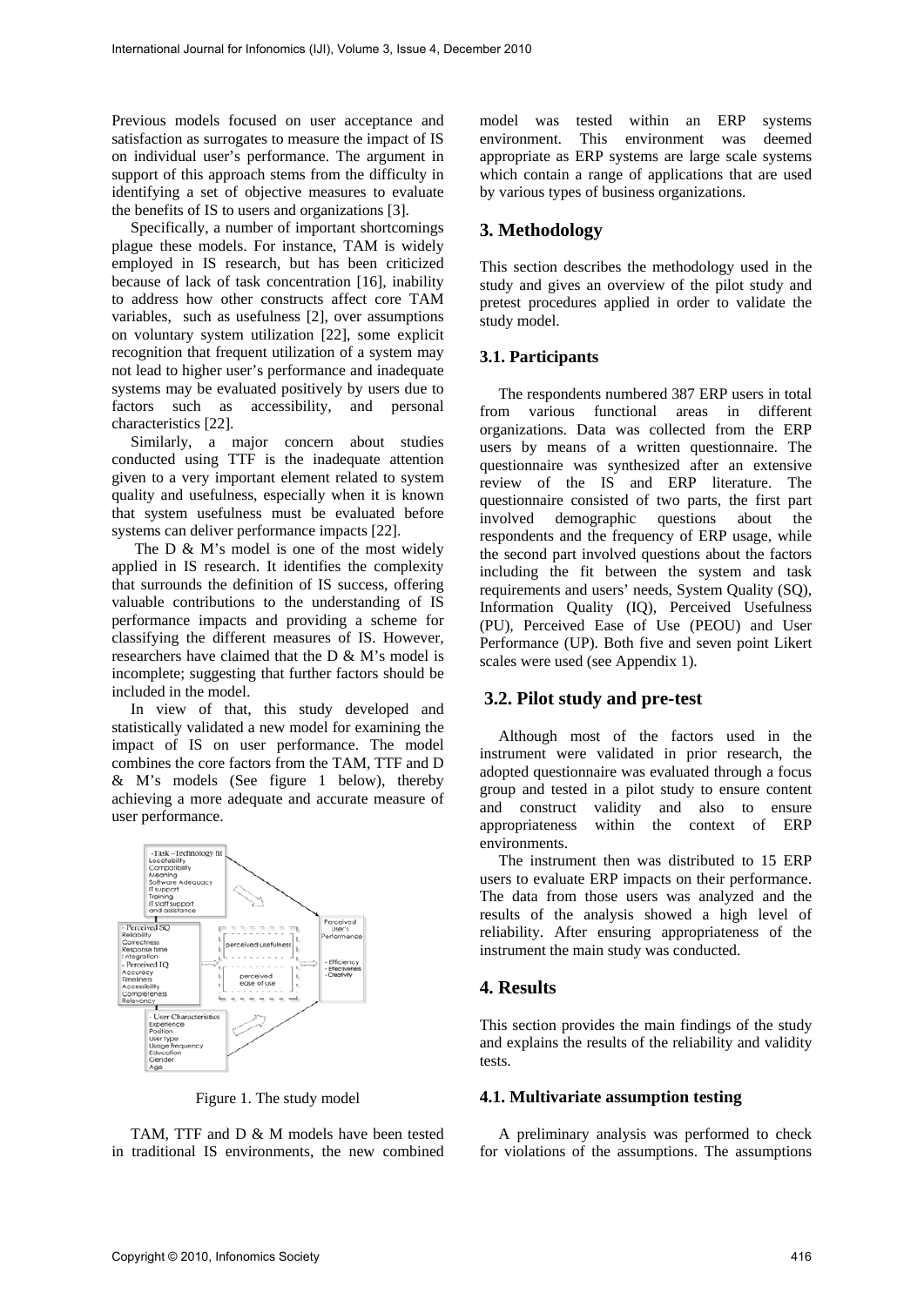Previous models focused on user acceptance and satisfaction as surrogates to measure the impact of IS on individual user's performance. The argument in support of this approach stems from the difficulty in identifying a set of objective measures to evaluate the benefits of IS to users and organizations [3].

Specifically, a number of important shortcomings plague these models. For instance, TAM is widely employed in IS research, but has been criticized because of lack of task concentration [16], inability to address how other constructs affect core TAM variables, such as usefulness [2], over assumptions on voluntary system utilization [22], some explicit recognition that frequent utilization of a system may not lead to higher user's performance and inadequate systems may be evaluated positively by users due to factors such as accessibility, and personal characteristics [22].

Similarly, a major concern about studies conducted using TTF is the inadequate attention given to a very important element related to system quality and usefulness, especially when it is known that system usefulness must be evaluated before systems can deliver performance impacts [22].

The D & M's model is one of the most widely applied in IS research. It identifies the complexity that surrounds the definition of IS success, offering valuable contributions to the understanding of IS performance impacts and providing a scheme for classifying the different measures of IS. However, researchers have claimed that the D & M's model is incomplete; suggesting that further factors should be included in the model.

In view of that, this study developed and statistically validated a new model for examining the impact of IS on user performance. The model combines the core factors from the TAM, TTF and D & M's models (See figure 1 below), thereby achieving a more adequate and accurate measure of user performance.

-Task –Technology fit
Locatability
Compatibility
Meaning
Software Adequacy
IT support
Training
IT staff support and assistance

- Perceived SQ
Reliability
Correctness
Response time
Integration
- Perceived IQ
Accuracy
Timeliness
Accessibility
Completeness
Relevancy

perceived usefulness
perceived ease of use

Perceived User's Performance
- Efficiency
- Effectiveness
- Creativity

- User Characteristics
Experience
Position
User type
Usage frequency
Education
Gender
Age

Figure 1. The study model

TAM, TTF and D & M models have been tested in traditional IS environments, the new combined model was tested within an ERP systems environment. This environment was deemed appropriate as ERP systems are large scale systems which contain a range of applications that are used by various types of business organizations.

## 3. Methodology

This section describes the methodology used in the study and gives an overview of the pilot study and pretest procedures applied in order to validate the study model.

### 3.1. Participants

The respondents numbered 387 ERP users in total from various functional areas in different organizations. Data was collected from the ERP users by means of a written questionnaire. The questionnaire was synthesized after an extensive review of the IS and ERP literature. The questionnaire consisted of two parts, the first part involved demographic questions about the respondents and the frequency of ERP usage, while the second part involved questions about the factors including the fit between the system and task requirements and users' needs, System Quality (SQ), Information Quality (IQ), Perceived Usefulness (PU), Perceived Ease of Use (PEOU) and User Performance (UP). Both five and seven point Likert scales were used (see Appendix 1).

### 3.2. Pilot study and pre-test

Although most of the factors used in the instrument were validated in prior research, the adopted questionnaire was evaluated through a focus group and tested in a pilot study to ensure content and construct validity and also to ensure appropriateness within the context of ERP environments.

The instrument then was distributed to 15 ERP users to evaluate ERP impacts on their performance. The data from those users was analyzed and the results of the analysis showed a high level of reliability. After ensuring appropriateness of the instrument the main study was conducted.

## 4. Results

This section provides the main findings of the study and explains the results of the reliability and validity tests.

### 4.1. Multivariate assumption testing

A preliminary analysis was performed to check for violations of the assumptions. The assumptions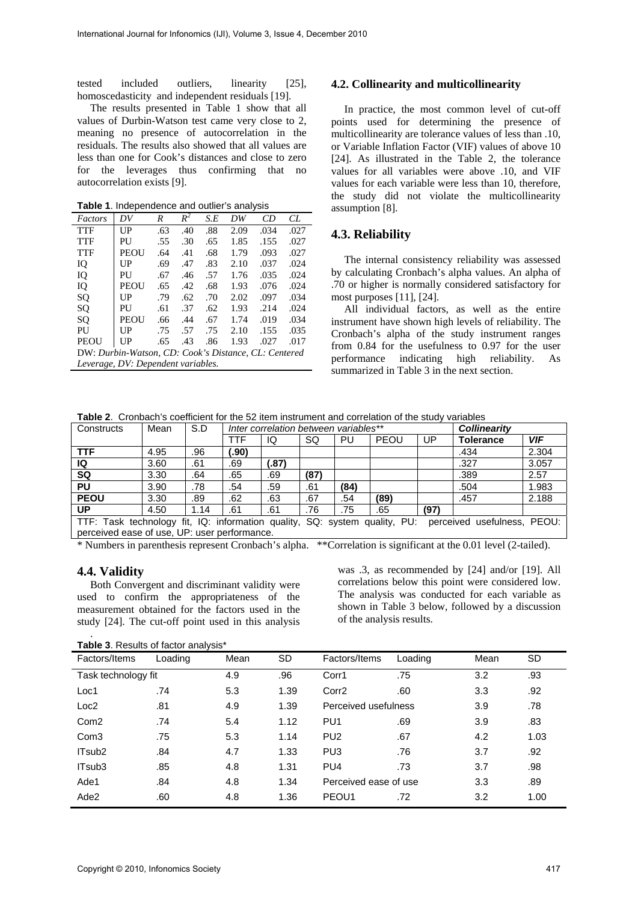tested included outliers, linearity [25], homoscedasticity and independent residuals [19].

The results presented in Table 1 show that all values of Durbin-Watson test came very close to 2, meaning no presence of autocorrelation in the residuals. The results also showed that all values are less than one for Cook's distances and close to zero for the leverages thus confirming that no autocorrelation exists [9].

**Table 1**. Independence and outlier's analysis

| *Factors* | *DV* | *R* | $R^2$ | *S.E* | *DW* | *CD* | *CL* |
|---|---|---|---|---|---|---|---|
| TTF | UP | .63 | .40 | .88 | 2.09 | .034 | .027 |
| TTF | PU | .55 | .30 | .65 | 1.85 | .155 | .027 |
| TTF | PEOU | .64 | .41 | .68 | 1.79 | .093 | .027 |
| IQ | UP | .69 | .47 | .83 | 2.10 | .037 | .024 |
| IQ | PU | .67 | .46 | .57 | 1.76 | .035 | .024 |
| IQ | PEOU | .65 | .42 | .68 | 1.93 | .076 | .024 |
| SQ | UP | .79 | .62 | .70 | 2.02 | .097 | .034 |
| SQ | PU | .61 | .37 | .62 | 1.93 | .214 | .024 |
| SQ | PEOU | .66 | .44 | .67 | 1.74 | .019 | .034 |
| PU | UP | .75 | .57 | .75 | 2.10 | .155 | .035 |
| PEOU | UP | .65 | .43 | .86 | 1.93 | .027 | .017 |

DW: *Durbin-Watson, CD: Cook's Distance, CL: Centered Leverage, DV: Dependent variables.*

### 4.2. Collinearity and multicollinearity

In practice, the most common level of cut-off points used for determining the presence of multicollinearity are tolerance values of less than .10, or Variable Inflation Factor (VIF) values of above 10 [24]. As illustrated in the Table 2, the tolerance values for all variables were above .10, and VIF values for each variable were less than 10, therefore, the study did not violate the multicollinearity assumption [8].

### 4.3. Reliability

The internal consistency reliability was assessed by calculating Cronbach's alpha values. An alpha of .70 or higher is normally considered satisfactory for most purposes [11], [24].

All individual factors, as well as the entire instrument have shown high levels of reliability. The Cronbach's alpha of the study instrument ranges from 0.84 for the usefulness to 0.97 for the user performance indicating high reliability. As summarized in Table 3 in the next section.

**Table 2**. Cronbach's coefficient for the 52 item instrument and correlation of the study variables

| Constructs | Mean | S.D | *Inter correlation between variables*** | | | | | | ***Collinearity*** | |
|---|---|---|---|---|---|---|---|---|---|---|
| | | | TTF | IQ | SQ | PU | PEOU | UP | **Tolerance** | ***VIF*** |
| **TTF** | 4.95 | .96 | (.90) | | | | | | .434 | 2.304 |
| **IQ** | 3.60 | .61 | .69 | (.87) | | | | | .327 | 3.057 |
| **SQ** | 3.30 | .64 | .65 | .69 | (87) | | | | .389 | 2.57 |
| **PU** | 3.90 | .78 | .54 | .59 | .61 | (84) | | | .504 | 1.983 |
| **PEOU** | 3.30 | .89 | .62 | .63 | .67 | .54 | (89) | | .457 | 2.188 |
| **UP** | 4.50 | 1.14 | .61 | .61 | .76 | .75 | .65 | (97) | | |

TTF: Task technology fit, IQ: information quality, SQ: system quality, PU: perceived usefulness, PEOU: perceived ease of use, UP: user performance.

* Numbers in parenthesis represent Cronbach's alpha. **Correlation is significant at the 0.01 level (2-tailed).

### 4.4. Validity

Both Convergent and discriminant validity were used to confirm the appropriateness of the measurement obtained for the factors used in the study [24]. The cut-off point used in this analysis was .3, as recommended by [24] and/or [19]. All correlations below this point were considered low. The analysis was conducted for each variable as shown in Table 3 below, followed by a discussion of the analysis results.

**Table 3**. Results of factor analysis*

| Factors/Items | Loading | Mean | SD | Factors/Items | Loading | Mean | SD |
|---|---|---|---|---|---|---|---|
| Task technology fit | | 4.9 | .96 | Corr1 | .75 | 3.2 | .93 |
| Loc1 | .74 | 5.3 | 1.39 | Corr2 | .60 | 3.3 | .92 |
| Loc2 | .81 | 4.9 | 1.39 | Perceived usefulness | | 3.9 | .78 |
| Com2 | .74 | 5.4 | 1.12 | PU1 | .69 | 3.9 | .83 |
| Com3 | .75 | 5.3 | 1.14 | PU2 | .67 | 4.2 | 1.03 |
| ITsub2 | .84 | 4.7 | 1.33 | PU3 | .76 | 3.7 | .92 |
| ITsub3 | .85 | 4.8 | 1.31 | PU4 | .73 | 3.7 | .98 |
| Ade1 | .84 | 4.8 | 1.34 | Perceived ease of use | | 3.3 | .89 |
| Ade2 | .60 | 4.8 | 1.36 | PEOU1 | .72 | 3.2 | 1.00 |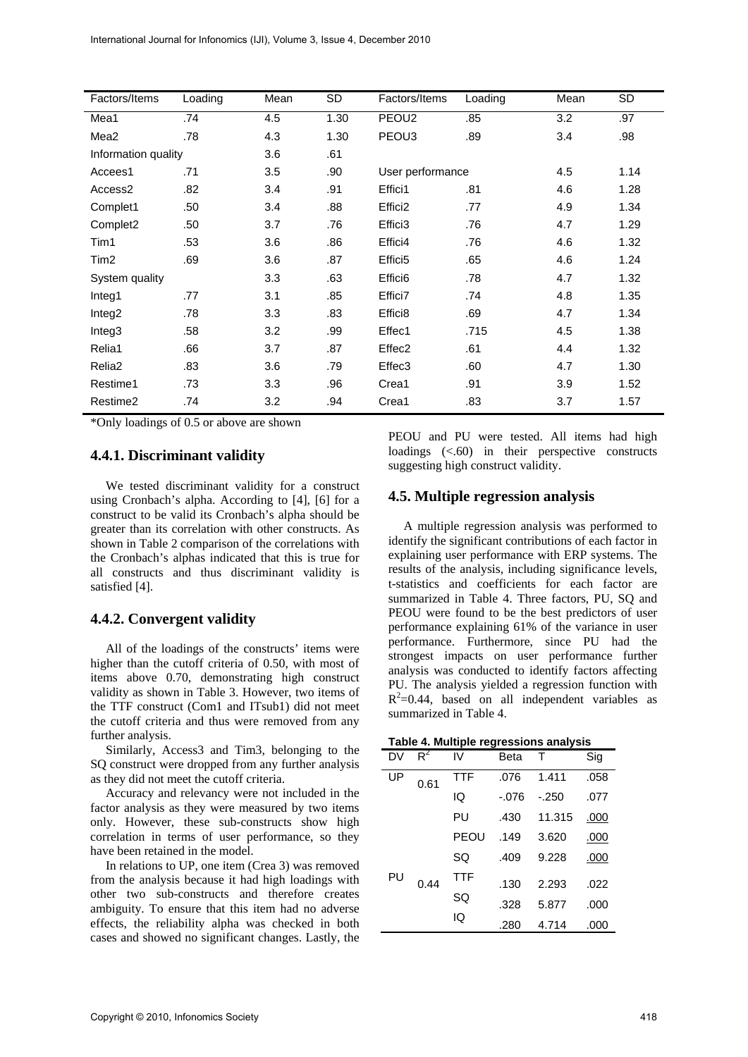| Factors/Items | Loading | Mean | SD | Factors/Items | Loading | Mean | SD |
|---|---|---|---|---|---|---|---|
| Mea1 | .74 | 4.5 | 1.30 | PEOU2 | .85 | 3.2 | .97 |
| Mea2 | .78 | 4.3 | 1.30 | PEOU3 | .89 | 3.4 | .98 |
| Information quality | | 3.6 | .61 | | | | |
| Accees1 | .71 | 3.5 | .90 | User performance | | 4.5 | 1.14 |
| Access2 | .82 | 3.4 | .91 | Effici1 | .81 | 4.6 | 1.28 |
| Complet1 | .50 | 3.4 | .88 | Effici2 | .77 | 4.9 | 1.34 |
| Complet2 | .50 | 3.7 | .76 | Effici3 | .76 | 4.7 | 1.29 |
| Tim1 | .53 | 3.6 | .86 | Effici4 | .76 | 4.6 | 1.32 |
| Tim2 | .69 | 3.6 | .87 | Effici5 | .65 | 4.6 | 1.24 |
| System quality | | 3.3 | .63 | Effici6 | .78 | 4.7 | 1.32 |
| Integ1 | .77 | 3.1 | .85 | Effici7 | .74 | 4.8 | 1.35 |
| Integ2 | .78 | 3.3 | .83 | Effici8 | .69 | 4.7 | 1.34 |
| Integ3 | .58 | 3.2 | .99 | Effec1 | .715 | 4.5 | 1.38 |
| Relia1 | .66 | 3.7 | .87 | Effec2 | .61 | 4.4 | 1.32 |
| Relia2 | .83 | 3.6 | .79 | Effec3 | .60 | 4.7 | 1.30 |
| Restime1 | .73 | 3.3 | .96 | Crea1 | .91 | 3.9 | 1.52 |
| Restime2 | .74 | 3.2 | .94 | Crea1 | .83 | 3.7 | 1.57 |

*Only loadings of 0.5 or above are shown

### 4.4.1. Discriminant validity

We tested discriminant validity for a construct using Cronbach's alpha. According to [4], [6] for a construct to be valid its Cronbach's alpha should be greater than its correlation with other constructs. As shown in Table 2 comparison of the correlations with the Cronbach's alphas indicated that this is true for all constructs and thus discriminant validity is satisfied [4].

### 4.4.2. Convergent validity

All of the loadings of the constructs' items were higher than the cutoff criteria of 0.50, with most of items above 0.70, demonstrating high construct validity as shown in Table 3. However, two items of the TTF construct (Com1 and ITsub1) did not meet the cutoff criteria and thus were removed from any further analysis.

Similarly, Access3 and Tim3, belonging to the SQ construct were dropped from any further analysis as they did not meet the cutoff criteria.

Accuracy and relevancy were not included in the factor analysis as they were measured by two items only. However, these sub-constructs show high correlation in terms of user performance, so they have been retained in the model.

In relations to UP, one item (Crea 3) was removed from the analysis because it had high loadings with other two sub-constructs and therefore creates ambiguity. To ensure that this item had no adverse effects, the reliability alpha was checked in both cases and showed no significant changes. Lastly, the PEOU and PU were tested. All items had high loadings (<.60) in their perspective constructs suggesting high construct validity.

## 4.5. Multiple regression analysis

A multiple regression analysis was performed to identify the significant contributions of each factor in explaining user performance with ERP systems. The results of the analysis, including significance levels, t-statistics and coefficients for each factor are summarized in Table 4. Three factors, PU, SQ and PEOU were found to be the best predictors of user performance explaining 61% of the variance in user performance. Furthermore, since PU had the strongest impacts on user performance further analysis was conducted to identify factors affecting PU. The analysis yielded a regression function with $R^2$=0.44, based on all independent variables as summarized in Table 4.

**Table 4. Multiple regressions analysis**

| DV | $R^2$ | IV | Beta | T | Sig |
|---|---|---|---|---|---|
| UP | 0.61 | TTF | .076 | 1.411 | .058 |
| | | IQ | -.076 | -.250 | .077 |
| | | PU | .430 | 11.315 | .000 |
| | | PEOU | .149 | 3.620 | .000 |
| | | SQ | .409 | 9.228 | .000 |
| PU | 0.44 | TTF | .130 | 2.293 | .022 |
| | | SQ | .328 | 5.877 | .000 |
| | | IQ | .280 | 4.714 | .000 |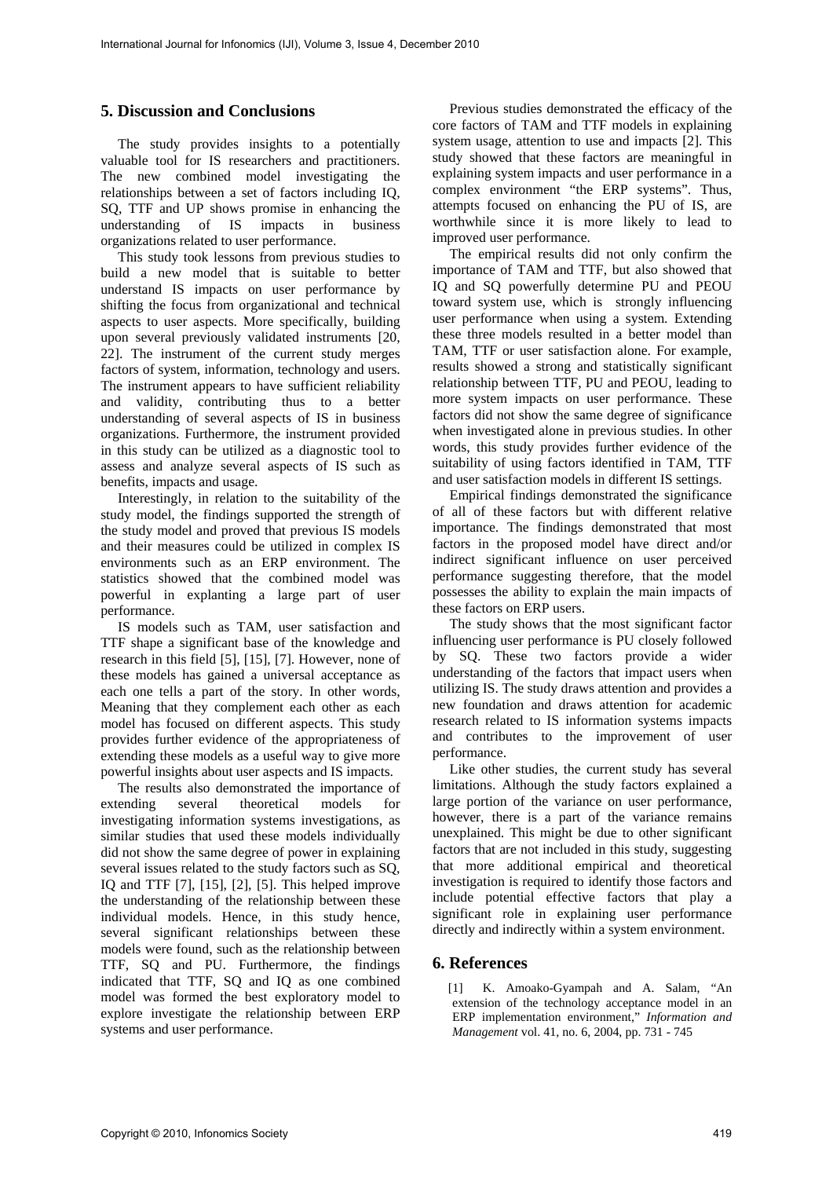## 5. Discussion and Conclusions

The study provides insights to a potentially valuable tool for IS researchers and practitioners. The new combined model investigating the relationships between a set of factors including IQ, SQ, TTF and UP shows promise in enhancing the understanding of IS impacts in business organizations related to user performance.

This study took lessons from previous studies to build a new model that is suitable to better understand IS impacts on user performance by shifting the focus from organizational and technical aspects to user aspects. More specifically, building upon several previously validated instruments [20, 22]. The instrument of the current study merges factors of system, information, technology and users. The instrument appears to have sufficient reliability and validity, contributing thus to a better understanding of several aspects of IS in business organizations. Furthermore, the instrument provided in this study can be utilized as a diagnostic tool to assess and analyze several aspects of IS such as benefits, impacts and usage.

Interestingly, in relation to the suitability of the study model, the findings supported the strength of the study model and proved that previous IS models and their measures could be utilized in complex IS environments such as an ERP environment. The statistics showed that the combined model was powerful in explanting a large part of user performance.

IS models such as TAM, user satisfaction and TTF shape a significant base of the knowledge and research in this field [5], [15], [7]. However, none of these models has gained a universal acceptance as each one tells a part of the story. In other words, Meaning that they complement each other as each model has focused on different aspects. This study provides further evidence of the appropriateness of extending these models as a useful way to give more powerful insights about user aspects and IS impacts.

The results also demonstrated the importance of extending several theoretical models for investigating information systems investigations, as similar studies that used these models individually did not show the same degree of power in explaining several issues related to the study factors such as SQ, IQ and TTF [7], [15], [2], [5]. This helped improve the understanding of the relationship between these individual models. Hence, in this study hence, several significant relationships between these models were found, such as the relationship between TTF, SQ and PU. Furthermore, the findings indicated that TTF, SQ and IQ as one combined model was formed the best exploratory model to explore investigate the relationship between ERP systems and user performance.

Previous studies demonstrated the efficacy of the core factors of TAM and TTF models in explaining system usage, attention to use and impacts [2]. This study showed that these factors are meaningful in explaining system impacts and user performance in a complex environment "the ERP systems". Thus, attempts focused on enhancing the PU of IS, are worthwhile since it is more likely to lead to improved user performance.

The empirical results did not only confirm the importance of TAM and TTF, but also showed that IQ and SQ powerfully determine PU and PEOU toward system use, which is strongly influencing user performance when using a system. Extending these three models resulted in a better model than TAM, TTF or user satisfaction alone. For example, results showed a strong and statistically significant relationship between TTF, PU and PEOU, leading to more system impacts on user performance. These factors did not show the same degree of significance when investigated alone in previous studies. In other words, this study provides further evidence of the suitability of using factors identified in TAM, TTF and user satisfaction models in different IS settings.

Empirical findings demonstrated the significance of all of these factors but with different relative importance. The findings demonstrated that most factors in the proposed model have direct and/or indirect significant influence on user perceived performance suggesting therefore, that the model possesses the ability to explain the main impacts of these factors on ERP users.

The study shows that the most significant factor influencing user performance is PU closely followed by SQ. These two factors provide a wider understanding of the factors that impact users when utilizing IS. The study draws attention and provides a new foundation and draws attention for academic research related to IS information systems impacts and contributes to the improvement of user performance.

Like other studies, the current study has several limitations. Although the study factors explained a large portion of the variance on user performance, however, there is a part of the variance remains unexplained. This might be due to other significant factors that are not included in this study, suggesting that more additional empirical and theoretical investigation is required to identify those factors and include potential effective factors that play a significant role in explaining user performance directly and indirectly within a system environment.

## 6. References

[1] K. Amoako-Gyampah and A. Salam, "An extension of the technology acceptance model in an ERP implementation environment," *Information and Management* vol. 41, no. 6, 2004, pp. 731 - 745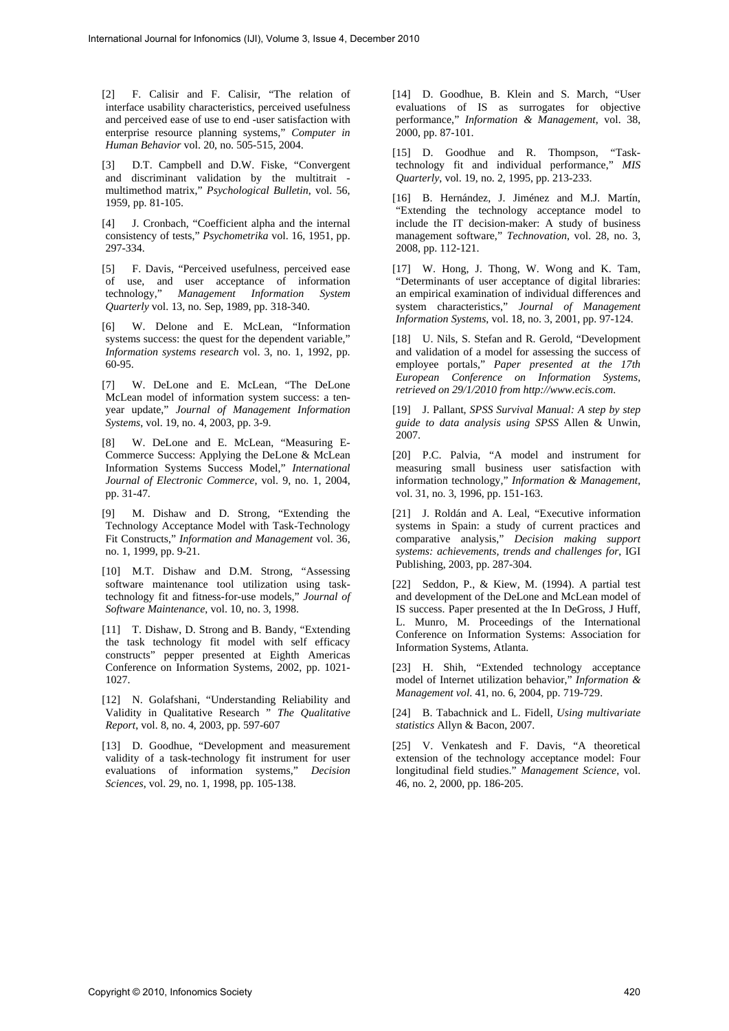[2] F. Calisir and F. Calisir, "The relation of interface usability characteristics, perceived usefulness and perceived ease of use to end -user satisfaction with enterprise resource planning systems," *Computer in Human Behavior* vol. 20, no. 505-515, 2004.

[3] D.T. Campbell and D.W. Fiske, "Convergent and discriminant validation by the multitrait - multimethod matrix," *Psychological Bulletin*, vol. 56, 1959, pp. 81-105.

[4] J. Cronbach, "Coefficient alpha and the internal consistency of tests," *Psychometrika* vol. 16, 1951, pp. 297-334.

[5] F. Davis, "Perceived usefulness, perceived ease of use, and user acceptance of information technology," *Management Information System Quarterly* vol. 13, no. Sep, 1989, pp. 318-340.

[6] W. Delone and E. McLean, "Information systems success: the quest for the dependent variable," *Information systems research* vol. 3, no. 1, 1992, pp. 60-95.

[7] W. DeLone and E. McLean, "The DeLone McLean model of information system success: a ten-year update," *Journal of Management Information Systems*, vol. 19, no. 4, 2003, pp. 3-9.

[8] W. DeLone and E. McLean, "Measuring E-Commerce Success: Applying the DeLone & McLean Information Systems Success Model," *International Journal of Electronic Commerce*, vol. 9, no. 1, 2004, pp. 31-47.

[9] M. Dishaw and D. Strong, "Extending the Technology Acceptance Model with Task-Technology Fit Constructs," *Information and Management* vol. 36, no. 1, 1999, pp. 9-21.

[10] M.T. Dishaw and D.M. Strong, "Assessing software maintenance tool utilization using task-technology fit and fitness-for-use models," *Journal of Software Maintenance*, vol. 10, no. 3, 1998.

[11] T. Dishaw, D. Strong and B. Bandy, "Extending the task technology fit model with self efficacy constructs" pepper presented at Eighth Americas Conference on Information Systems, 2002, pp. 1021-1027.

[12] N. Golafshani, "Understanding Reliability and Validity in Qualitative Research " *The Qualitative Report*, vol. 8, no. 4, 2003, pp. 597-607

[13] D. Goodhue, "Development and measurement validity of a task-technology fit instrument for user evaluations of information systems," *Decision Sciences*, vol. 29, no. 1, 1998, pp. 105-138.

[14] D. Goodhue, B. Klein and S. March, "User evaluations of IS as surrogates for objective performance," *Information & Management*, vol. 38, 2000, pp. 87-101.

[15] D. Goodhue and R. Thompson, "Task-technology fit and individual performance," *MIS Quarterly*, vol. 19, no. 2, 1995, pp. 213-233.

[16] B. Hernández, J. Jiménez and M.J. Martín, "Extending the technology acceptance model to include the IT decision-maker: A study of business management software," *Technovation*, vol. 28, no. 3, 2008, pp. 112-121.

[17] W. Hong, J. Thong, W. Wong and K. Tam, "Determinants of user acceptance of digital libraries: an empirical examination of individual differences and system characteristics," *Journal of Management Information Systems*, vol. 18, no. 3, 2001, pp. 97-124.

[18] U. Nils, S. Stefan and R. Gerold, "Development and validation of a model for assessing the success of employee portals," *Paper presented at the 17th European Conference on Information Systems, retrieved on 29/1/2010 from http://www.ecis.com*.

[19] J. Pallant, *SPSS Survival Manual: A step by step guide to data analysis using SPSS* Allen & Unwin, 2007.

[20] P.C. Palvia, "A model and instrument for measuring small business user satisfaction with information technology," *Information & Management*, vol. 31, no. 3, 1996, pp. 151-163.

[21] J. Roldán and A. Leal, "Executive information systems in Spain: a study of current practices and comparative analysis," *Decision making support systems: achievements, trends and challenges for*, IGI Publishing, 2003, pp. 287-304.

[22] Seddon, P., & Kiew, M. (1994). A partial test and development of the DeLone and McLean model of IS success. Paper presented at the In DeGross, J Huff, L. Munro, M. Proceedings of the International Conference on Information Systems: Association for Information Systems, Atlanta.

[23] H. Shih, "Extended technology acceptance model of Internet utilization behavior," *Information & Management vol.* 41, no. 6, 2004, pp. 719-729.

[24] B. Tabachnick and L. Fidell, *Using multivariate statistics* Allyn & Bacon, 2007.

[25] V. Venkatesh and F. Davis, "A theoretical extension of the technology acceptance model: Four longitudinal field studies." *Management Science*, vol. 46, no. 2, 2000, pp. 186-205.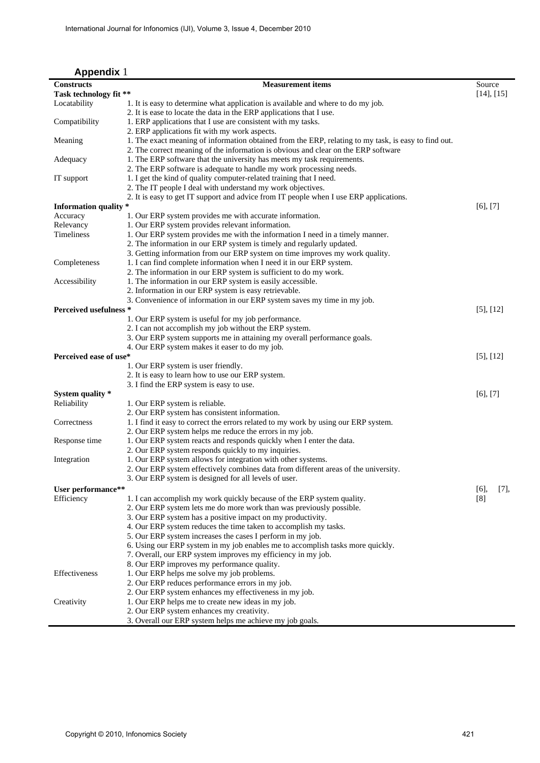## Appendix 1

| Constructs | Measurement items | Source |
|---|---|---|
| **Task technology fit \*\*** | | [14], [15] |
| Locatability | 1. It is easy to determine what application is available and where to do my job. | |
| | 2. It is ease to locate the data in the ERP applications that I use. | |
| Compatibility | 1. ERP applications that I use are consistent with my tasks. | |
| | 2. ERP applications fit with my work aspects. | |
| Meaning | 1. The exact meaning of information obtained from the ERP, relating to my task, is easy to find out. | |
| | 2. The correct meaning of the information is obvious and clear on the ERP software | |
| Adequacy | 1. The ERP software that the university has meets my task requirements. | |
| | 2. The ERP software is adequate to handle my work processing needs. | |
| IT support | 1. I get the kind of quality computer-related training that I need. | |
| | 2. The IT people I deal with understand my work objectives. | |
| | 2. It is easy to get IT support and advice from IT people when I use ERP applications. | |
| **Information quality \*** | | [6], [7] |
| Accuracy | 1. Our ERP system provides me with accurate information. | |
| Relevancy | 1. Our ERP system provides relevant information. | |
| Timeliness | 1. Our ERP system provides me with the information I need in a timely manner. | |
| | 2. The information in our ERP system is timely and regularly updated. | |
| | 3. Getting information from our ERP system on time improves my work quality. | |
| Completeness | 1. I can find complete information when I need it in our ERP system. | |
| | 2. The information in our ERP system is sufficient to do my work. | |
| Accessibility | 1. The information in our ERP system is easily accessible. | |
| | 2. Information in our ERP system is easy retrievable. | |
| | 3. Convenience of information in our ERP system saves my time in my job. | |
| **Perceived usefulness \*** | | [5], [12] |
| | 1. Our ERP system is useful for my job performance. | |
| | 2. I can not accomplish my job without the ERP system. | |
| | 3. Our ERP system supports me in attaining my overall performance goals. | |
| | 4. Our ERP system makes it easer to do my job. | |
| **Perceived ease of use\*** | | [5], [12] |
| | 1. Our ERP system is user friendly. | |
| | 2. It is easy to learn how to use our ERP system. | |
| | 3. I find the ERP system is easy to use. | |
| **System quality \*** | | [6], [7] |
| Reliability | 1. Our ERP system is reliable. | |
| | 2. Our ERP system has consistent information. | |
| Correctness | 1. I find it easy to correct the errors related to my work by using our ERP system. | |
| | 2. Our ERP system helps me reduce the errors in my job. | |
| Response time | 1. Our ERP system reacts and responds quickly when I enter the data. | |
| | 2. Our ERP system responds quickly to my inquiries. | |
| Integration | 1. Our ERP system allows for integration with other systems. | |
| | 2. Our ERP system effectively combines data from different areas of the university. | |
| | 3. Our ERP system is designed for all levels of user. | |
| **User performance\*\*** | | [6], [7], |
| Efficiency | 1. I can accomplish my work quickly because of the ERP system quality. | [8] |
| | 2. Our ERP system lets me do more work than was previously possible. | |
| | 3. Our ERP system has a positive impact on my productivity. | |
| | 4. Our ERP system reduces the time taken to accomplish my tasks. | |
| | 5. Our ERP system increases the cases I perform in my job. | |
| | 6. Using our ERP system in my job enables me to accomplish tasks more quickly. | |
| | 7. Overall, our ERP system improves my efficiency in my job. | |
| | 8. Our ERP improves my performance quality. | |
| Effectiveness | 1. Our ERP helps me solve my job problems. | |
| | 2. Our ERP reduces performance errors in my job. | |
| | 2. Our ERP system enhances my effectiveness in my job. | |
| Creativity | 1. Our ERP helps me to create new ideas in my job. | |
| | 2. Our ERP system enhances my creativity. | |
| | 3. Overall our ERP system helps me achieve my job goals. | |